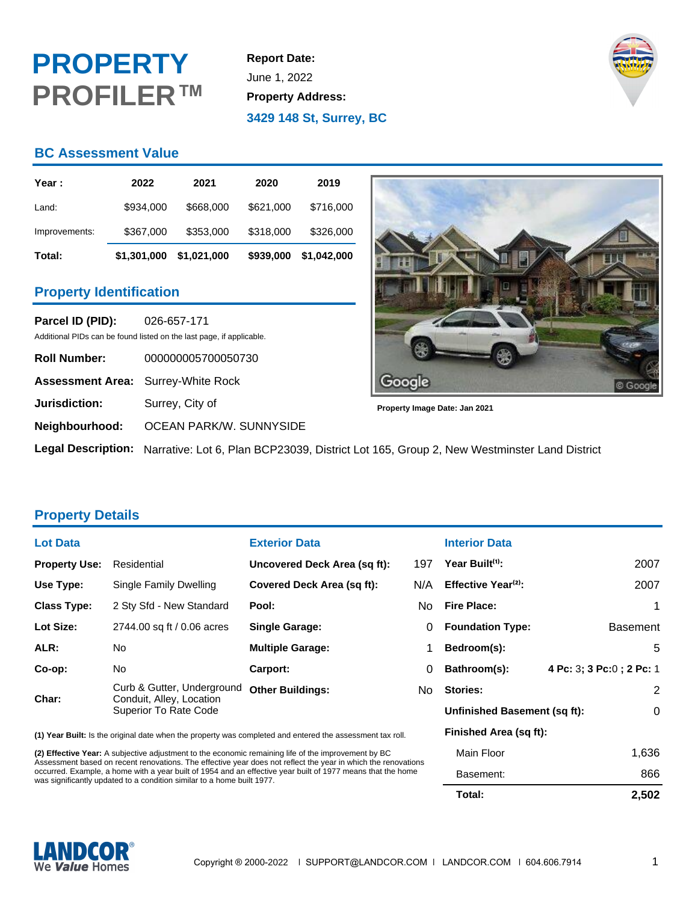# PROPERTY PROFILER™

**Report Date:**
June 1, 2022
**Property Address:**
**3429 148 St, Surrey, BC**

## BC Assessment Value

| Year : | 2022 | 2021 | 2020 | 2019 |
|---|---|---|---|---|
| Land: | $934,000 | $668,000 | $621,000 | $716,000 |
| Improvements: | $367,000 | $353,000 | $318,000 | $326,000 |
| **Total:** | **$1,301,000** | **$1,021,000** | **$939,000** | **$1,042,000** |

Property Image Date: Jan 2021

## Property Identification

**Parcel ID (PID):** 026-657-171
Additional PIDs can be found listed on the last page, if applicable.

**Roll Number:** 000000005700050730

**Assessment Area:** Surrey-White Rock

**Jurisdiction:** Surrey, City of

**Neighbourhood:** OCEAN PARK/W. SUNNYSIDE

**Legal Description:** Narrative: Lot 6, Plan BCP23039, District Lot 165, Group 2, New Westminster Land District

## Property Details

### Lot Data

| | |
|---|---|
| **Property Use:** | Residential |
| **Use Type:** | Single Family Dwelling |
| **Class Type:** | 2 Sty Sfd - New Standard |
| **Lot Size:** | 2744.00 sq ft / 0.06 acres |
| **ALR:** | No |
| **Co-op:** | No |
| **Char:** | Curb & Gutter, Underground Conduit, Alley, Location Superior To Rate Code |

### Exterior Data

| | |
|---|---|
| **Uncovered Deck Area (sq ft):** | 197 |
| **Covered Deck Area (sq ft):** | N/A |
| **Pool:** | No |
| **Single Garage:** | 0 |
| **Multiple Garage:** | 1 |
| **Carport:** | 0 |
| **Other Buildings:** | No |

### Interior Data

| | |
|---|---|
| **Year Built[1]:** | 2007 |
| **Effective Year[2]:** | 2007 |
| **Fire Place:** | 1 |
| **Foundation Type:** | Basement |
| **Bedroom(s):** | 5 |
| **Bathroom(s):** | **4 Pc:** 3; **3 Pc:**0 ; **2 Pc:** 1 |
| **Stories:** | 2 |
| **Unfinished Basement (sq ft):** | 0 |
| **Finished Area (sq ft):** | |
| Main Floor | 1,636 |
| Basement: | 866 |
| **Total:** | **2,502** |

**(1) Year Built:** Is the original date when the property was completed and entered the assessment tax roll.

**(2) Effective Year:** A subjective adjustment to the economic remaining life of the improvement by BC Assessment based on recent renovations. The effective year does not reflect the year in which the renovations occurred. Example, a home with a year built of 1954 and an effective year built of 1977 means that the home was significantly updated to a condition similar to a home built 1977.

LANDCOR® We *Value* Homes

Copyright ® 2000-2022 I SUPPORT@LANDCOR.COM I LANDCOR.COM I 604.606.7914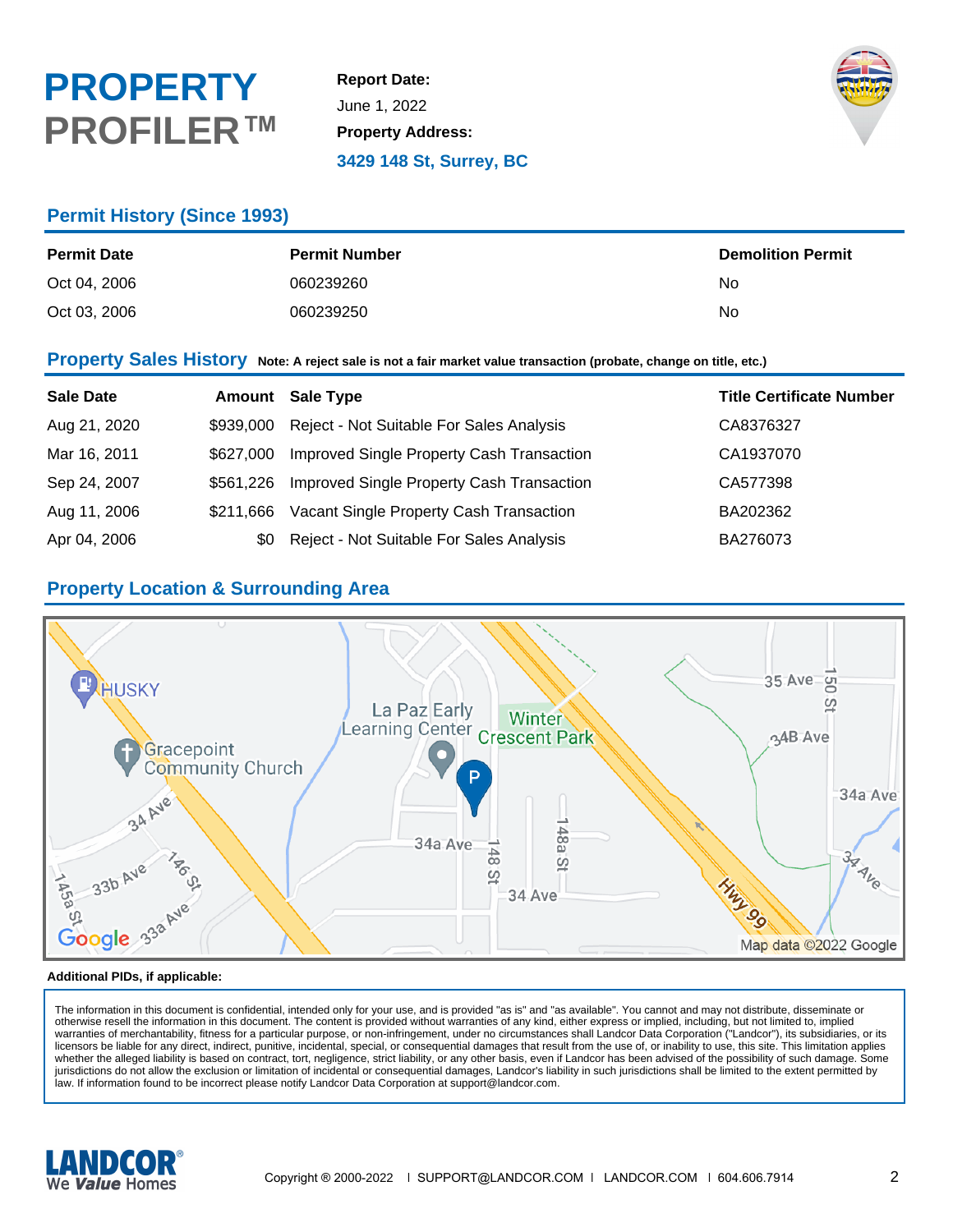# PROPERTY PROFILER™

**Report Date:**
June 1, 2022
**Property Address:**
3429 148 St, Surrey, BC

## Permit History (Since 1993)

| Permit Date | Permit Number | Demolition Permit |
|---|---|---|
| Oct 04, 2006 | 060239260 | No |
| Oct 03, 2006 | 060239250 | No |

## Property Sales History

**Note: A reject sale is not a fair market value transaction (probate, change on title, etc.)**

| Sale Date | Amount | Sale Type | Title Certificate Number |
|---|---|---|---|
| Aug 21, 2020 | $939,000 | Reject - Not Suitable For Sales Analysis | CA8376327 |
| Mar 16, 2011 | $627,000 | Improved Single Property Cash Transaction | CA1937070 |
| Sep 24, 2007 | $561,226 | Improved Single Property Cash Transaction | CA577398 |
| Aug 11, 2006 | $211,666 | Vacant Single Property Cash Transaction | BA202362 |
| Apr 04, 2006 | $0 | Reject - Not Suitable For Sales Analysis | BA276073 |

## Property Location & Surrounding Area

HUSKY
Gracepoint Community Church
La Paz Early Learning Center
Winter Crescent Park
P
35 Ave
150 St
34B Ave
34a Ave
34 Ave
34a Ave
148 St
148a St
34 Ave
Hwy 99
34 Ave
33b Ave
146 St
145a St
33a Ave
Google
Map data ©2022 Google

**Additional PIDs, if applicable:**

The information in this document is confidential, intended only for your use, and is provided "as is" and "as available". You cannot and may not distribute, disseminate or otherwise resell the information in this document. The content is provided without warranties of any kind, either express or implied, including, but not limited to, implied warranties of merchantability, fitness for a particular purpose, or non-infringement, under no circumstances shall Landcor Data Corporation ("Landcor"), its subsidiaries, or its licensors be liable for any direct, indirect, punitive, incidental, special, or consequential damages that result from the use of, or inability to use, this site. This limitation applies whether the alleged liability is based on contract, tort, negligence, strict liability, or any other basis, even if Landcor has been advised of the possibility of such damage. Some jurisdictions do not allow the exclusion or limitation of incidental or consequential damages, Landcor's liability in such jurisdictions shall be limited to the extent permitted by law. If information found to be incorrect please notify Landcor Data Corporation at support@landcor.com.

LANDCOR® We *Value* Homes

Copyright ® 2000-2022 | SUPPORT@LANDCOR.COM | LANDCOR.COM | 604.606.7914